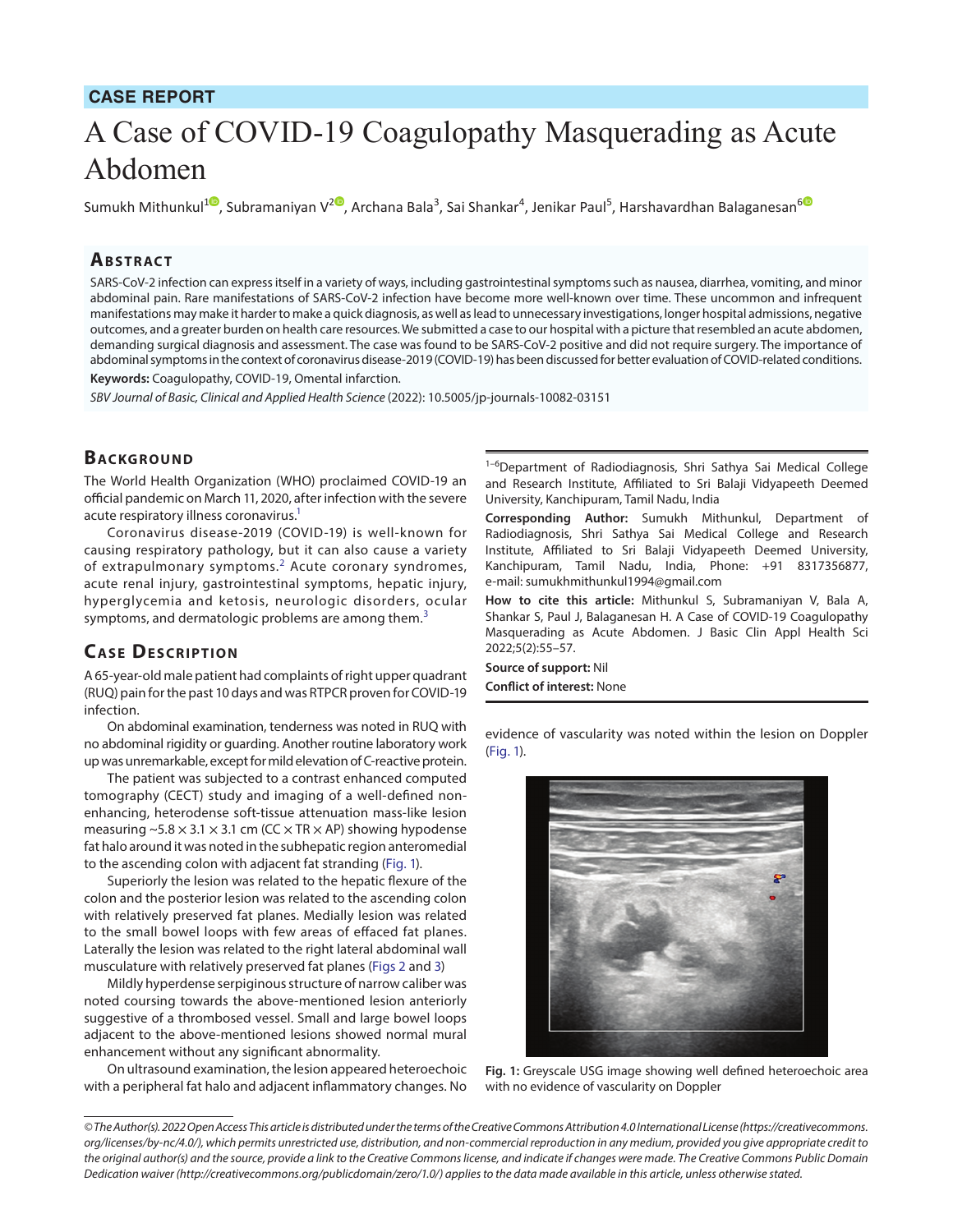CASE REPORT

# A Case of COVID-19 Coagulopathy Masquerading as Acute Abdomen

Sumukh Mithunkul[1], Subramaniyan V[2], Archana Bala[3], Sai Shankar[4], Jenikar Paul[5], Harshavardhan Balaganesan[6]

## Abstract

SARS-CoV-2 infection can express itself in a variety of ways, including gastrointestinal symptoms such as nausea, diarrhea, vomiting, and minor abdominal pain. Rare manifestations of SARS-CoV-2 infection have become more well-known over time. These uncommon and infrequent manifestations may make it harder to make a quick diagnosis, as well as lead to unnecessary investigations, longer hospital admissions, negative outcomes, and a greater burden on health care resources. We submitted a case to our hospital with a picture that resembled an acute abdomen, demanding surgical diagnosis and assessment. The case was found to be SARS-CoV-2 positive and did not require surgery. The importance of abdominal symptoms in the context of coronavirus disease-2019 (COVID-19) has been discussed for better evaluation of COVID-related conditions.

**Keywords:** Coagulopathy, COVID-19, Omental infarction.

*SBV Journal of Basic, Clinical and Applied Health Science* (2022): 10.5005/jp-journals-10082-03151

## Background

The World Health Organization (WHO) proclaimed COVID-19 an official pandemic on March 11, 2020, after infection with the severe acute respiratory illness coronavirus.[1]

Coronavirus disease-2019 (COVID-19) is well-known for causing respiratory pathology, but it can also cause a variety of extrapulmonary symptoms.[2] Acute coronary syndromes, acute renal injury, gastrointestinal symptoms, hepatic injury, hyperglycemia and ketosis, neurologic disorders, ocular symptoms, and dermatologic problems are among them.[3]

## Case Description

A 65-year-old male patient had complaints of right upper quadrant (RUQ) pain for the past 10 days and was RTPCR proven for COVID-19 infection.

On abdominal examination, tenderness was noted in RUQ with no abdominal rigidity or guarding. Another routine laboratory work up was unremarkable, except for mild elevation of C-reactive protein.

The patient was subjected to a contrast enhanced computed tomography (CECT) study and imaging of a well-defined non-enhancing, heterodense soft-tissue attenuation mass-like lesion measuring ~5.8 × 3.1 × 3.1 cm (CC × TR × AP) showing hypodense fat halo around it was noted in the subhepatic region anteromedial to the ascending colon with adjacent fat stranding (Fig. 1).

Superiorly the lesion was related to the hepatic flexure of the colon and the posterior lesion was related to the ascending colon with relatively preserved fat planes. Medially lesion was related to the small bowel loops with few areas of effaced fat planes. Laterally the lesion was related to the right lateral abdominal wall musculature with relatively preserved fat planes (Figs 2 and 3)

Mildly hyperdense serpiginous structure of narrow caliber was noted coursing towards the above-mentioned lesion anteriorly suggestive of a thrombosed vessel. Small and large bowel loops adjacent to the above-mentioned lesions showed normal mural enhancement without any significant abnormality.

On ultrasound examination, the lesion appeared heteroechoic with a peripheral fat halo and adjacent inflammatory changes. No evidence of vascularity was noted within the lesion on Doppler (Fig. 1).

Fig. 1: Greyscale USG image showing well defined heteroechoic area with no evidence of vascularity on Doppler

[1–6]Department of Radiodiagnosis, Shri Sathya Sai Medical College and Research Institute, Affiliated to Sri Balaji Vidyapeeth Deemed University, Kanchipuram, Tamil Nadu, India

**Corresponding Author:** Sumukh Mithunkul, Department of Radiodiagnosis, Shri Sathya Sai Medical College and Research Institute, Affiliated to Sri Balaji Vidyapeeth Deemed University, Kanchipuram, Tamil Nadu, India, Phone: +91 8317356877, e-mail: sumukhmithunkul1994@gmail.com

**How to cite this article:** Mithunkul S, Subramaniyan V, Bala A, Shankar S, Paul J, Balaganesan H. A Case of COVID-19 Coagulopathy Masquerading as Acute Abdomen. J Basic Clin Appl Health Sci 2022;5(2):55–57.

**Source of support:** Nil

**Conflict of interest:** None

*© The Author(s). 2022 Open Access This article is distributed under the terms of the Creative Commons Attribution 4.0 International License (https://creativecommons.org/licenses/by-nc/4.0/), which permits unrestricted use, distribution, and non-commercial reproduction in any medium, provided you give appropriate credit to the original author(s) and the source, provide a link to the Creative Commons license, and indicate if changes were made. The Creative Commons Public Domain Dedication waiver (http://creativecommons.org/publicdomain/zero/1.0/) applies to the data made available in this article, unless otherwise stated.*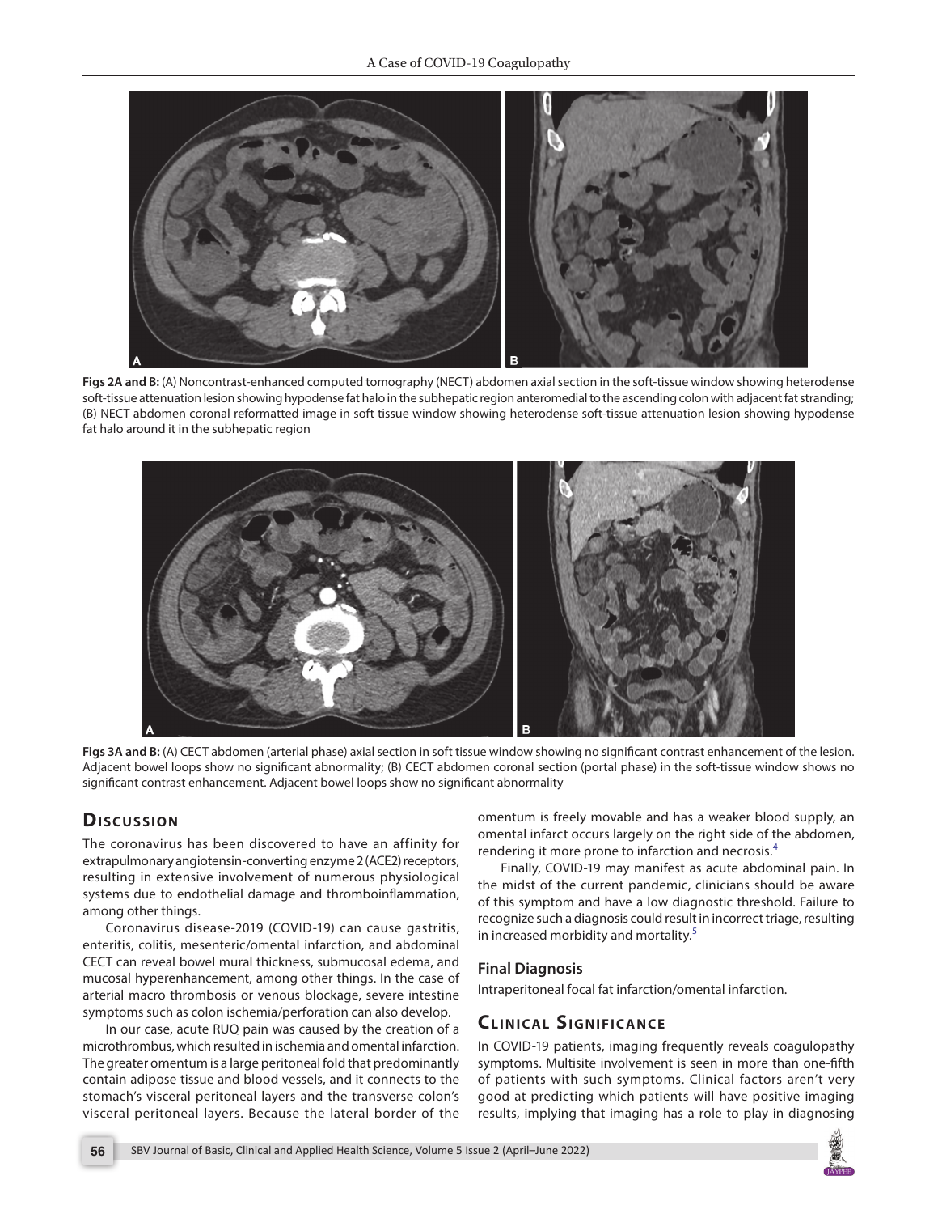**Figs 2A and B:** (A) Noncontrast-enhanced computed tomography (NECT) abdomen axial section in the soft-tissue window showing heterodense soft-tissue attenuation lesion showing hypodense fat halo in the subhepatic region anteromedial to the ascending colon with adjacent fat stranding; (B) NECT abdomen coronal reformatted image in soft tissue window showing heterodense soft-tissue attenuation lesion showing hypodense fat halo around it in the subhepatic region

**Figs 3A and B:** (A) CECT abdomen (arterial phase) axial section in soft tissue window showing no significant contrast enhancement of the lesion. Adjacent bowel loops show no significant abnormality; (B) CECT abdomen coronal section (portal phase) in the soft-tissue window shows no significant contrast enhancement. Adjacent bowel loops show no significant abnormality

## Discussion

The coronavirus has been discovered to have an affinity for extrapulmonary angiotensin-converting enzyme 2 (ACE2) receptors, resulting in extensive involvement of numerous physiological systems due to endothelial damage and thromboinflammation, among other things.

Coronavirus disease-2019 (COVID-19) can cause gastritis, enteritis, colitis, mesenteric/omental infarction, and abdominal CECT can reveal bowel mural thickness, submucosal edema, and mucosal hyperenhancement, among other things. In the case of arterial macro thrombosis or venous blockage, severe intestine symptoms such as colon ischemia/perforation can also develop.

In our case, acute RUQ pain was caused by the creation of a microthrombus, which resulted in ischemia and omental infarction. The greater omentum is a large peritoneal fold that predominantly contain adipose tissue and blood vessels, and it connects to the stomach's visceral peritoneal layers and the transverse colon's visceral peritoneal layers. Because the lateral border of the omentum is freely movable and has a weaker blood supply, an omental infarct occurs largely on the right side of the abdomen, rendering it more prone to infarction and necrosis.[4]

Finally, COVID-19 may manifest as acute abdominal pain. In the midst of the current pandemic, clinicians should be aware of this symptom and have a low diagnostic threshold. Failure to recognize such a diagnosis could result in incorrect triage, resulting in increased morbidity and mortality.[5]

### Final Diagnosis

Intraperitoneal focal fat infarction/omental infarction.

## Clinical Significance

In COVID-19 patients, imaging frequently reveals coagulopathy symptoms. Multisite involvement is seen in more than one-fifth of patients with such symptoms. Clinical factors aren't very good at predicting which patients will have positive imaging results, implying that imaging has a role to play in diagnosing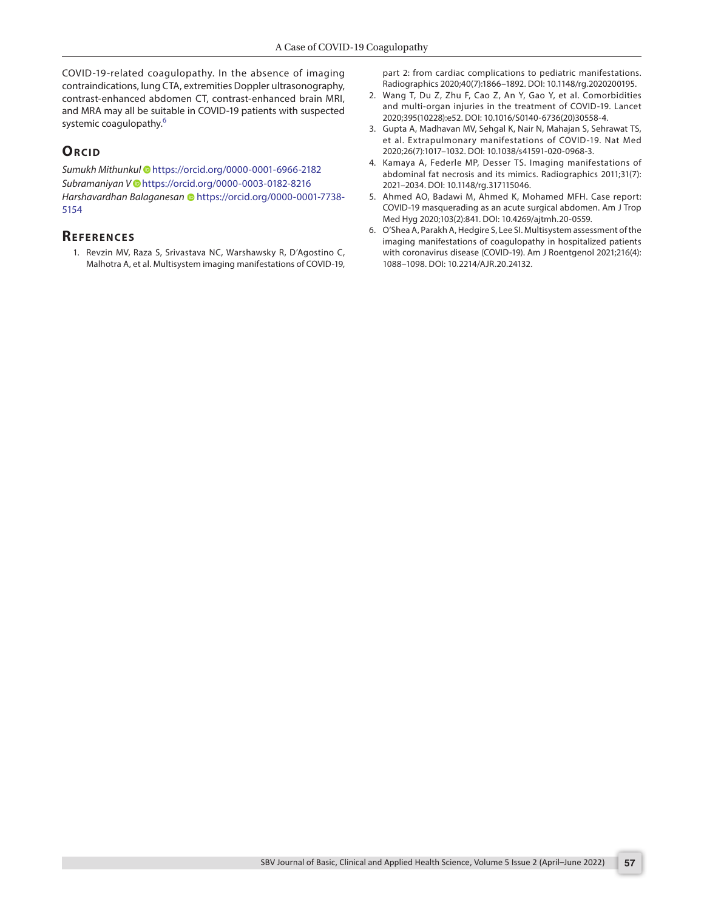COVID-19-related coagulopathy. In the absence of imaging contraindications, lung CTA, extremities Doppler ultrasonography, contrast-enhanced abdomen CT, contrast-enhanced brain MRI, and MRA may all be suitable in COVID-19 patients with suspected systemic coagulopathy.[6]

## ORCID

*Sumukh Mithunkul* https://orcid.org/0000-0001-6966-2182
*Subramaniyan V* https://orcid.org/0000-0003-0182-8216
*Harshavardhan Balaganesan* https://orcid.org/0000-0001-7738-5154

## REFERENCES

1. Revzin MV, Raza S, Srivastava NC, Warshawsky R, D'Agostino C, Malhotra A, et al. Multisystem imaging manifestations of COVID-19, part 2: from cardiac complications to pediatric manifestations. Radiographics 2020;40(7):1866–1892. DOI: 10.1148/rg.2020200195.
2. Wang T, Du Z, Zhu F, Cao Z, An Y, Gao Y, et al. Comorbidities and multi-organ injuries in the treatment of COVID-19. Lancet 2020;395(10228):e52. DOI: 10.1016/S0140-6736(20)30558-4.
3. Gupta A, Madhavan MV, Sehgal K, Nair N, Mahajan S, Sehrawat TS, et al. Extrapulmonary manifestations of COVID-19. Nat Med 2020;26(7):1017–1032. DOI: 10.1038/s41591-020-0968-3.
4. Kamaya A, Federle MP, Desser TS. Imaging manifestations of abdominal fat necrosis and its mimics. Radiographics 2011;31(7): 2021–2034. DOI: 10.1148/rg.317115046.
5. Ahmed AO, Badawi M, Ahmed K, Mohamed MFH. Case report: COVID-19 masquerading as an acute surgical abdomen. Am J Trop Med Hyg 2020;103(2):841. DOI: 10.4269/ajtmh.20-0559.
6. O'Shea A, Parakh A, Hedgire S, Lee SI. Multisystem assessment of the imaging manifestations of coagulopathy in hospitalized patients with coronavirus disease (COVID-19). Am J Roentgenol 2021;216(4): 1088–1098. DOI: 10.2214/AJR.20.24132.